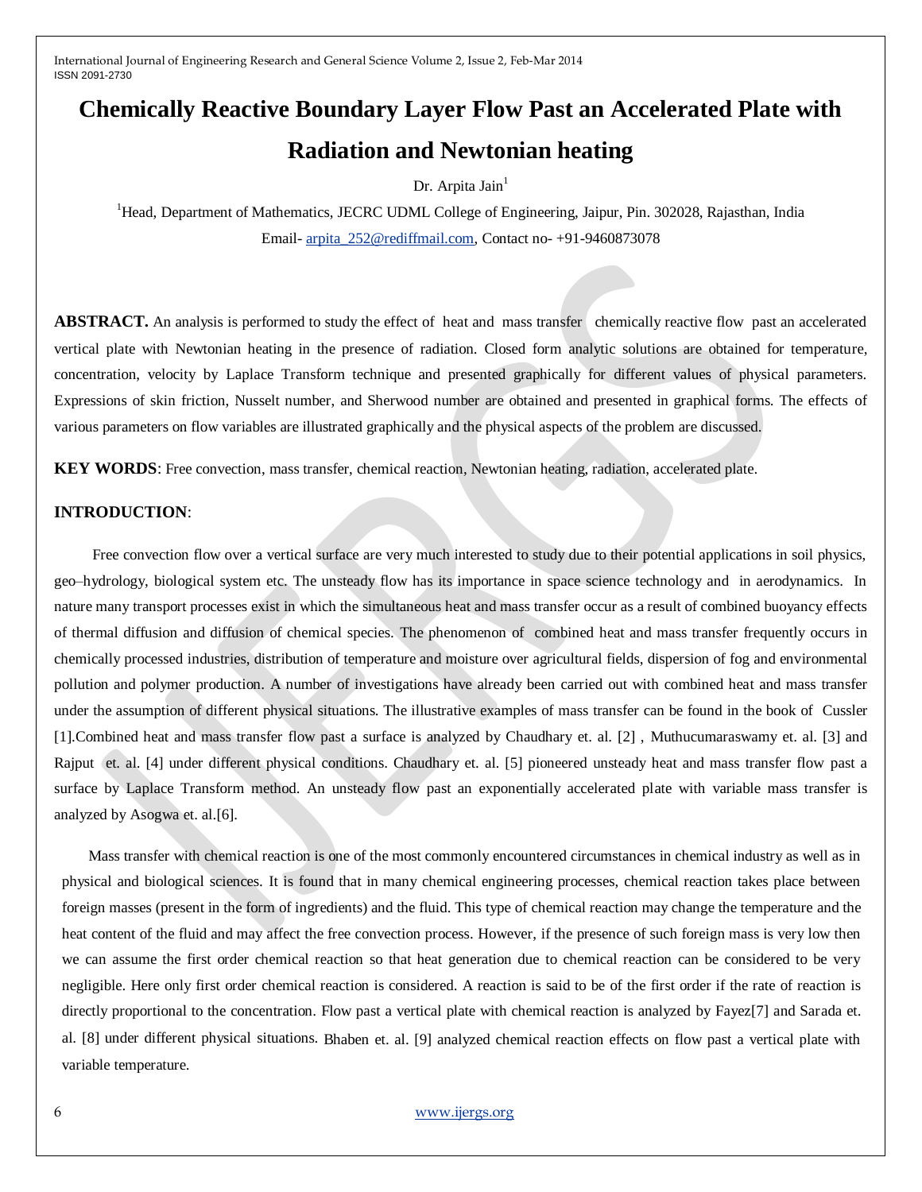# Chemically Reactive Boundary Layer Flow Past an Accelerated Plate with Radiation and Newtonian heating

Dr. Arpita Jain[1]

[1]Head, Department of Mathematics, JECRC UDML College of Engineering, Jaipur, Pin. 302028, Rajasthan, India

Email- arpita_252@rediffmail.com, Contact no- +91-9460873078

**ABSTRACT.** An analysis is performed to study the effect of heat and mass transfer chemically reactive flow past an accelerated vertical plate with Newtonian heating in the presence of radiation. Closed form analytic solutions are obtained for temperature, concentration, velocity by Laplace Transform technique and presented graphically for different values of physical parameters. Expressions of skin friction, Nusselt number, and Sherwood number are obtained and presented in graphical forms. The effects of various parameters on flow variables are illustrated graphically and the physical aspects of the problem are discussed.

**KEY WORDS**: Free convection, mass transfer, chemical reaction, Newtonian heating, radiation, accelerated plate.

## INTRODUCTION:

Free convection flow over a vertical surface are very much interested to study due to their potential applications in soil physics, geo–hydrology, biological system etc. The unsteady flow has its importance in space science technology and in aerodynamics. In nature many transport processes exist in which the simultaneous heat and mass transfer occur as a result of combined buoyancy effects of thermal diffusion and diffusion of chemical species. The phenomenon of combined heat and mass transfer frequently occurs in chemically processed industries, distribution of temperature and moisture over agricultural fields, dispersion of fog and environmental pollution and polymer production. A number of investigations have already been carried out with combined heat and mass transfer under the assumption of different physical situations. The illustrative examples of mass transfer can be found in the book of Cussler [1].Combined heat and mass transfer flow past a surface is analyzed by Chaudhary et. al. [2] , Muthucumaraswamy et. al. [3] and Rajput et. al. [4] under different physical conditions. Chaudhary et. al. [5] pioneered unsteady heat and mass transfer flow past a surface by Laplace Transform method. An unsteady flow past an exponentially accelerated plate with variable mass transfer is analyzed by Asogwa et. al.[6].

Mass transfer with chemical reaction is one of the most commonly encountered circumstances in chemical industry as well as in physical and biological sciences. It is found that in many chemical engineering processes, chemical reaction takes place between foreign masses (present in the form of ingredients) and the fluid. This type of chemical reaction may change the temperature and the heat content of the fluid and may affect the free convection process. However, if the presence of such foreign mass is very low then we can assume the first order chemical reaction so that heat generation due to chemical reaction can be considered to be very negligible. Here only first order chemical reaction is considered. A reaction is said to be of the first order if the rate of reaction is directly proportional to the concentration. Flow past a vertical plate with chemical reaction is analyzed by Fayez[7] and Sarada et. al. [8] under different physical situations. Bhaben et. al. [9] analyzed chemical reaction effects on flow past a vertical plate with variable temperature.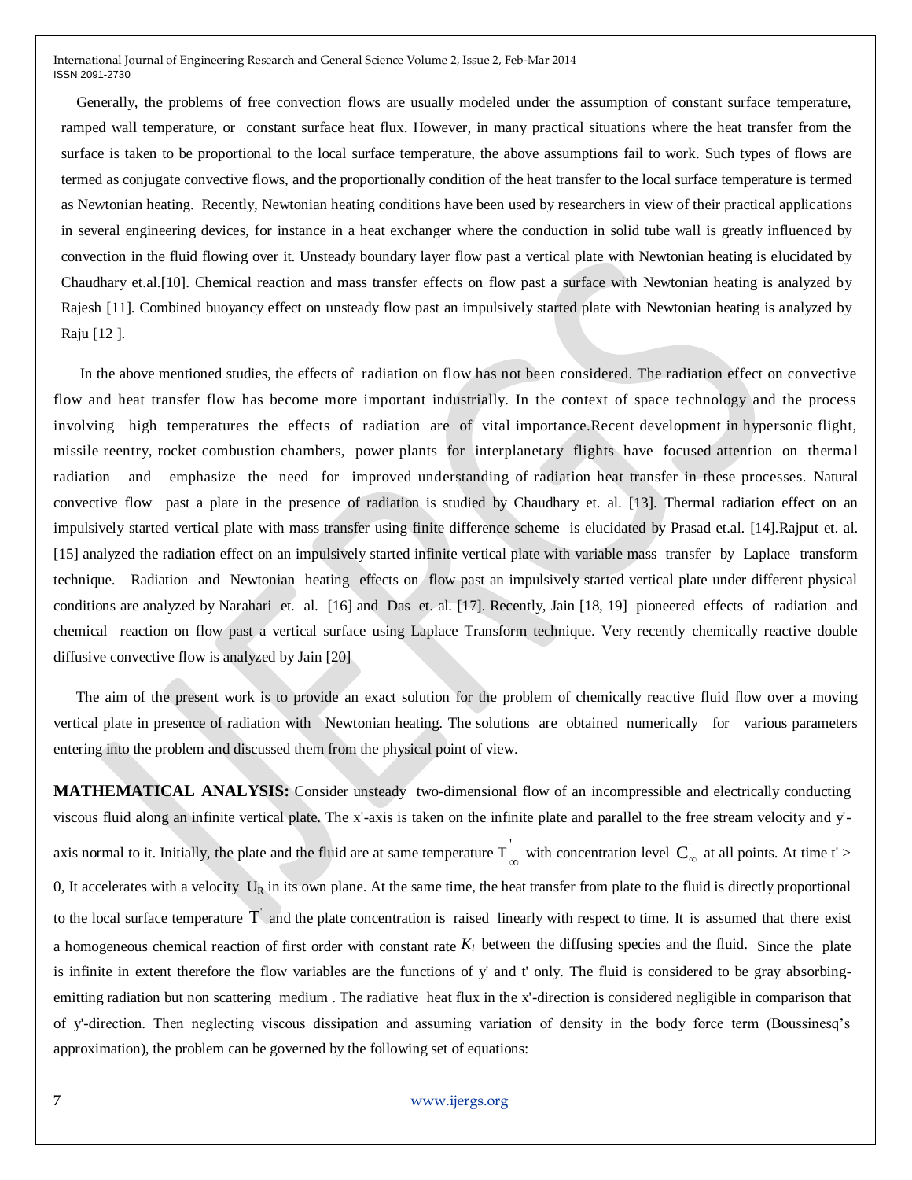Generally, the problems of free convection flows are usually modeled under the assumption of constant surface temperature, ramped wall temperature, or constant surface heat flux. However, in many practical situations where the heat transfer from the surface is taken to be proportional to the local surface temperature, the above assumptions fail to work. Such types of flows are termed as conjugate convective flows, and the proportionally condition of the heat transfer to the local surface temperature is termed as Newtonian heating. Recently, Newtonian heating conditions have been used by researchers in view of their practical applications in several engineering devices, for instance in a heat exchanger where the conduction in solid tube wall is greatly influenced by convection in the fluid flowing over it. Unsteady boundary layer flow past a vertical plate with Newtonian heating is elucidated by Chaudhary et.al.[10]. Chemical reaction and mass transfer effects on flow past a surface with Newtonian heating is analyzed by Rajesh [11]. Combined buoyancy effect on unsteady flow past an impulsively started plate with Newtonian heating is analyzed by Raju [12 ].

In the above mentioned studies, the effects of radiation on flow has not been considered. The radiation effect on convective flow and heat transfer flow has become more important industrially. In the context of space technology and the process involving high temperatures the effects of radiation are of vital importance.Recent development in hypersonic flight, missile reentry, rocket combustion chambers, power plants for interplanetary flights have focused attention on thermal radiation and emphasize the need for improved understanding of radiation heat transfer in these processes. Natural convective flow past a plate in the presence of radiation is studied by Chaudhary et. al. [13]. Thermal radiation effect on an impulsively started vertical plate with mass transfer using finite difference scheme is elucidated by Prasad et.al. [14].Rajput et. al. [15] analyzed the radiation effect on an impulsively started infinite vertical plate with variable mass transfer by Laplace transform technique. Radiation and Newtonian heating effects on flow past an impulsively started vertical plate under different physical conditions are analyzed by Narahari et. al. [16] and Das et. al. [17]. Recently, Jain [18, 19] pioneered effects of radiation and chemical reaction on flow past a vertical surface using Laplace Transform technique. Very recently chemically reactive double diffusive convective flow is analyzed by Jain [20]

The aim of the present work is to provide an exact solution for the problem of chemically reactive fluid flow over a moving vertical plate in presence of radiation with Newtonian heating. The solutions are obtained numerically for various parameters entering into the problem and discussed them from the physical point of view.

**MATHEMATICAL ANALYSIS:** Consider unsteady two-dimensional flow of an incompressible and electrically conducting viscous fluid along an infinite vertical plate. The x'-axis is taken on the infinite plate and parallel to the free stream velocity and y'-axis normal to it. Initially, the plate and the fluid are at same temperature $T'_{\infty}$ with concentration level $C'_{\infty}$ at all points. At time t' > 0, It accelerates with a velocity $U_R$ in its own plane. At the same time, the heat transfer from plate to the fluid is directly proportional to the local surface temperature $T'$ and the plate concentration is raised linearly with respect to time. It is assumed that there exist a homogeneous chemical reaction of first order with constant rate $K_l$ between the diffusing species and the fluid. Since the plate is infinite in extent therefore the flow variables are the functions of y' and t' only. The fluid is considered to be gray absorbing-emitting radiation but non scattering medium . The radiative heat flux in the x'-direction is considered negligible in comparison that of y'-direction. Then neglecting viscous dissipation and assuming variation of density in the body force term (Boussinesq's approximation), the problem can be governed by the following set of equations: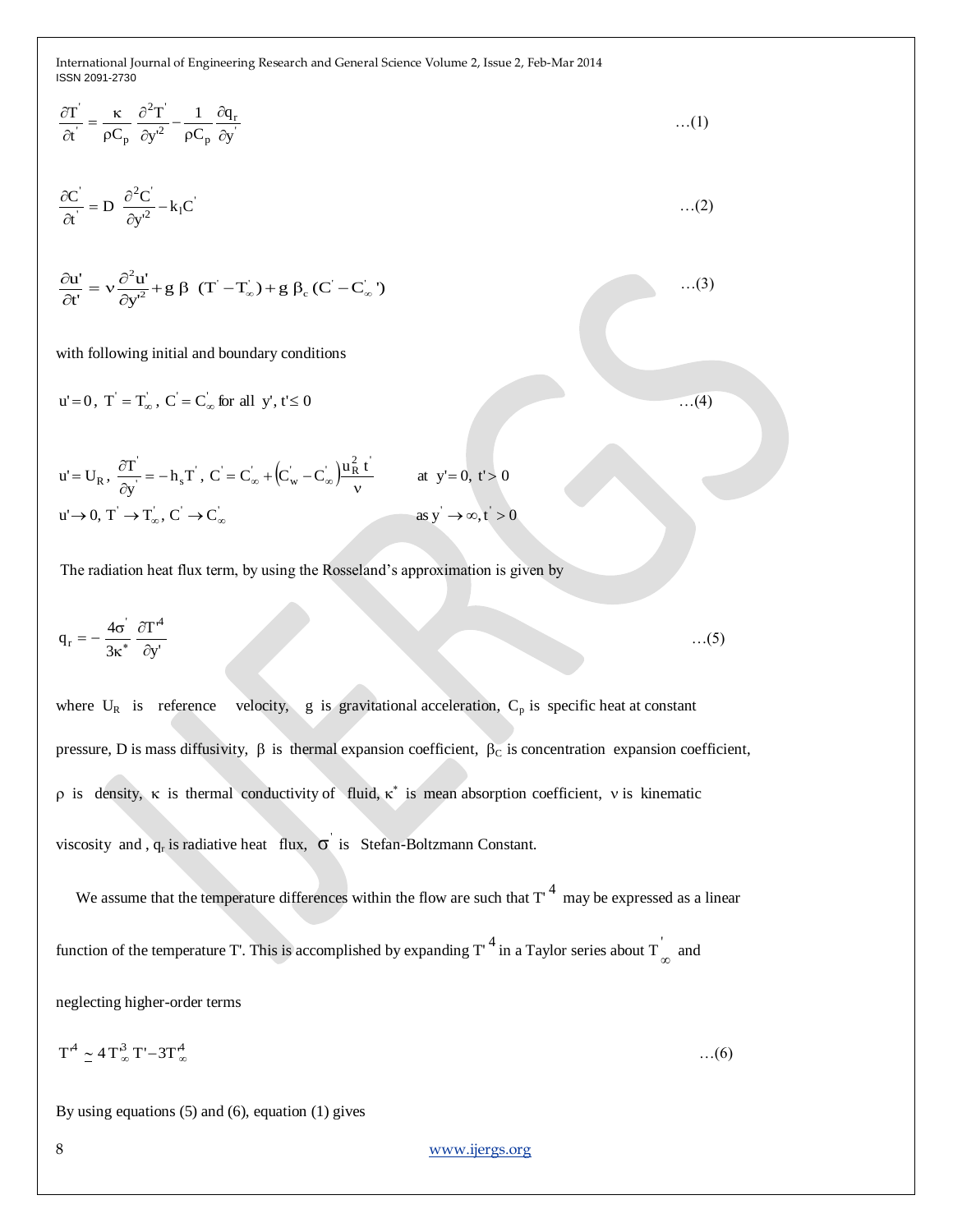$$\frac{\partial T'}{\partial t'} = \frac{\kappa}{\rho C_p}\frac{\partial^2 T'}{\partial y'^2} - \frac{1}{\rho C_p}\frac{\partial q_r}{\partial y'} \qquad \ldots(1)$$

$$\frac{\partial C'}{\partial t'} = D\,\frac{\partial^2 C'}{\partial y'^2} - k_1 C' \qquad \ldots(2)$$

$$\frac{\partial u'}{\partial t'} = \nu\frac{\partial^2 u'}{\partial y'^2} + g\,\beta\,(T' - T'_\infty) + g\,\beta_c\,(C' - C'_\infty) \qquad \ldots(3)$$

with following initial and boundary conditions

$$u' = 0,\ T' = T'_\infty,\ C' = C'_\infty \text{ for all } y', t' \le 0 \qquad \ldots(4)$$

$$u' = U_R,\ \frac{\partial T'}{\partial y'} = -h_s T',\ C' = C'_\infty + \left(C'_w - C'_\infty\right)\frac{u_R^2\, t'}{\nu} \qquad \text{at } y' = 0,\ t' > 0$$

$$u' \to 0,\ T' \to T'_\infty,\ C' \to C'_\infty \qquad \text{as } y' \to \infty, t' > 0$$

The radiation heat flux term, by using the Rosseland's approximation is given by

$$q_r = -\frac{4\sigma'}{3\kappa^*}\frac{\partial T'^4}{\partial y'} \qquad \ldots(5)$$

where $U_R$ is reference velocity, $g$ is gravitational acceleration, $C_p$ is specific heat at constant pressure, D is mass diffusivity, $\beta$ is thermal expansion coefficient, $\beta_C$ is concentration expansion coefficient, $\rho$ is density, $\kappa$ is thermal conductivity of fluid, $\kappa^*$ is mean absorption coefficient, $\nu$ is kinematic viscosity and , $q_r$ is radiative heat flux, $\sigma'$ is Stefan-Boltzmann Constant.

We assume that the temperature differences within the flow are such that $T'^4$ may be expressed as a linear function of the temperature T'. This is accomplished by expanding $T'^4$ in a Taylor series about $T'_\infty$ and neglecting higher-order terms

$$T'^4 \simeq 4T_\infty^3\, T' - 3T_\infty^4 \qquad \ldots(6)$$

By using equations (5) and (6), equation (1) gives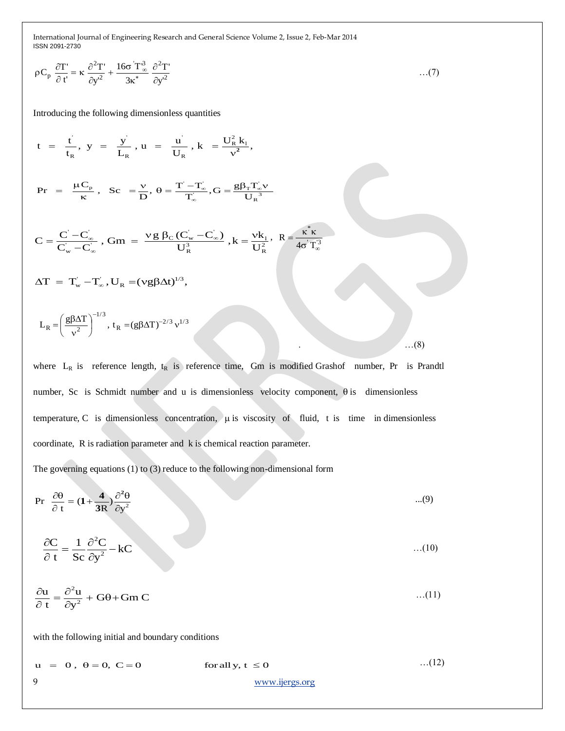$$\rho C_p \frac{\partial T'}{\partial t'} = \kappa \frac{\partial^2 T'}{\partial y'^2} + \frac{16\sigma' T_\infty'^3}{3\kappa^*} \frac{\partial^2 T'}{\partial y'^2} \qquad \text{…(7)}$$

Introducing the following dimensionless quantities

$$t = \frac{t'}{t_R},\ y = \frac{y'}{L_R},\ u = \frac{u'}{U_R},\ k = \frac{U_R^2 k_1}{\nu^2},$$

$$\Pr = \frac{\mu C_p}{\kappa},\ \ Sc = \frac{\nu}{D},\ \theta = \frac{T' - T_\infty'}{T_\infty'}, G = \frac{g\beta_T T_\infty' \nu}{U_R{}^3}$$

$$C = \frac{C' - C_\infty'}{C_w' - C_\infty'},\ Gm = \frac{\nu g\ \beta_C (C_w' - C_\infty')}{U_R^3}, k = \frac{\nu k_1}{U_R^2},\ R = \frac{\kappa^* \kappa}{4\sigma' T_\infty'^3}$$

$$\Delta T = T_w' - T_\infty', U_R = (\nu g \beta \Delta t)^{1/3},$$

$$L_R = \left(\frac{g\beta\Delta T}{\nu^2}\right)^{-1/3},\ t_R = (g\beta\Delta T)^{-2/3} \nu^{1/3} \qquad \text{…(8)}$$

where $L_R$ is reference length, $t_R$ is reference time, Gm is modified Grashof number, Pr is Prandtl number, Sc is Schmidt number and u is dimensionless velocity component, $\theta$ is dimensionless temperature, C is dimensionless concentration, $\mu$ is viscosity of fluid, t is time in dimensionless coordinate, R is radiation parameter and k is chemical reaction parameter.

The governing equations (1) to (3) reduce to the following non-dimensional form

$$\Pr \frac{\partial \theta}{\partial t} = \left(1 + \frac{4}{3R}\right) \frac{\partial^2 \theta}{\partial y^2} \qquad \text{...(9)}$$

$$\frac{\partial C}{\partial t} = \frac{1}{Sc} \frac{\partial^2 C}{\partial y^2} - kC \qquad \text{…(10)}$$

$$\frac{\partial u}{\partial t} = \frac{\partial^2 u}{\partial y^2} + G\theta + Gm\, C \qquad \text{…(11)}$$

with the following initial and boundary conditions

$$u = 0,\ \theta = 0,\ C = 0 \qquad \text{for all } y,\ t \le 0 \qquad \text{…(12)}$$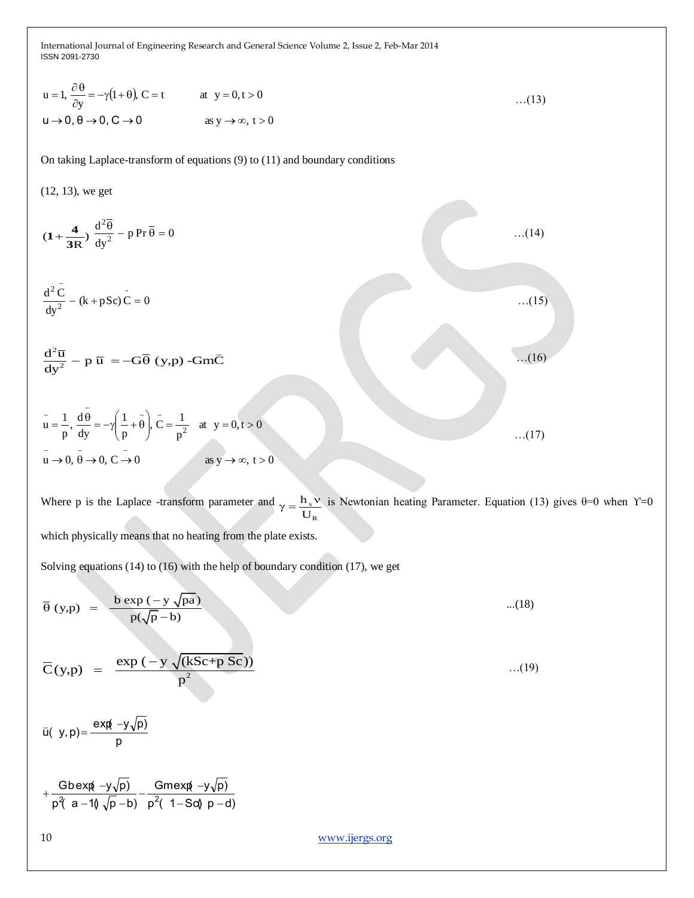$$u = 1,\ \frac{\partial \theta}{\partial y} = -\gamma(1+\theta),\ C = t \qquad \text{at } y = 0, t > 0$$
$$u \to 0, \theta \to 0, C \to 0 \qquad \text{as } y \to \infty,\ t > 0 \qquad \ldots(13)$$

On taking Laplace-transform of equations (9) to (11) and boundary conditions

(12, 13), we get

$$\left(1+\frac{4}{3R}\right)\frac{d^2\bar{\theta}}{dy^2} - p\,\text{Pr}\,\bar{\theta} = 0 \qquad \ldots(14)$$

$$\frac{d^2\bar{C}}{dy^2} - (k + p\,\text{Sc})\bar{C} = 0 \qquad \ldots(15)$$

$$\frac{d^2\bar{u}}{dy^2} - p\,\bar{u} = -G\bar{\theta}\,(y,p) - Gm\bar{C} \qquad \ldots(16)$$

$$\bar{u} = \frac{1}{p},\ \frac{d\bar{\theta}}{dy} = -\gamma\left(\frac{1}{p} + \bar{\theta}\right),\ \bar{C} = \frac{1}{p^2} \quad \text{at } y = 0, t > 0$$
$$\bar{u} \to 0,\ \bar{\theta} \to 0,\ \bar{C} \to 0 \qquad \text{as } y \to \infty,\ t > 0 \qquad \ldots(17)$$

Where p is the Laplace -transform parameter and $\gamma = \frac{h_s \nu}{U_R}$ is Newtonian heating Parameter. Equation (13) gives θ=0 when ϒ=0 which physically means that no heating from the plate exists.

Solving equations (14) to (16) with the help of boundary condition (17), we get

$$\bar{\theta}\,(y,p) = \frac{b \exp\left(-y\sqrt{pa}\right)}{p(\sqrt{p} - b)} \qquad \ldots(18)$$

$$\bar{C}(y,p) = \frac{\exp\left(-y\sqrt{(k\text{Sc} + p\,\text{Sc})}\right)}{p^2} \qquad \ldots(19)$$

$$\bar{u}(y,p) = \frac{\exp(-y\sqrt{p})}{p}$$

$$+\frac{Gb\exp(-y\sqrt{p})}{p^2(a-1)(\sqrt{p}-b)} - \frac{Gm\exp(-y\sqrt{p})}{p^2(1-\text{Sc})(p-d)}$$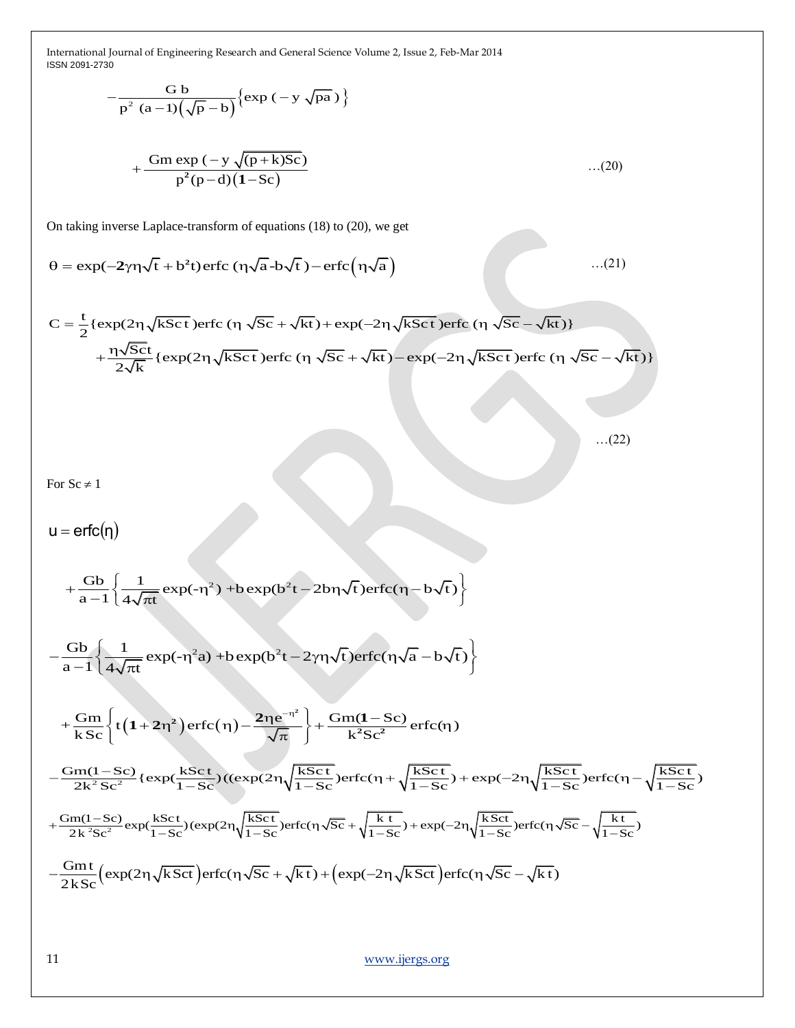$$-\frac{G\,b}{p^2\,(a-1)\left(\sqrt{p}-b\right)}\left\{\exp\left(-y\sqrt{pa}\right)\right\}$$

$$+\frac{Gm\exp\left(-y\sqrt{(p+k)Sc}\right)}{p^2(p-d)\left(\mathbf{1}-Sc\right)} \qquad \ldots(20)$$

On taking inverse Laplace-transform of equations (18) to (20), we get

$$\theta=\exp(-\mathbf{2}\gamma\eta\sqrt{t}+b^2t)\,\mathrm{erfc}\,(\eta\sqrt{a}\text{-}b\sqrt{t})-\mathrm{erfc}\left(\eta\sqrt{a}\right) \qquad \ldots(21)$$

$$C=\frac{t}{2}\{\exp(2\eta\sqrt{kSc\,t})\mathrm{erfc}\,(\eta\sqrt{Sc}+\sqrt{kt})+\exp(-2\eta\sqrt{kSc\,t})\mathrm{erfc}\,(\eta\sqrt{Sc}-\sqrt{kt})\}$$
$$+\frac{\eta\sqrt{Sct}}{2\sqrt{k}}\{\exp(2\eta\sqrt{kSc\,t})\mathrm{erfc}\,(\eta\sqrt{Sc}+\sqrt{kt})-\exp(-2\eta\sqrt{kSc\,t})\mathrm{erfc}\,(\eta\sqrt{Sc}-\sqrt{kt})\}$$

$$\ldots(22)$$

For $Sc\neq 1$

$$u=\mathrm{erfc}(\eta)$$

$$+\frac{Gb}{a-1}\left\{\frac{1}{4\sqrt{\pi t}}\exp(\text{-}\eta^2)+b\exp(b^2t-2b\eta\sqrt{t})\mathrm{erfc}(\eta-b\sqrt{t})\right\}$$

$$-\frac{Gb}{a-1}\left\{\frac{1}{4\sqrt{\pi t}}\exp(\text{-}\eta^2a)+b\exp(b^2t-2\gamma\eta\sqrt{t})\mathrm{erfc}(\eta\sqrt{a}-b\sqrt{t})\right\}$$

$$+\frac{Gm}{k\,Sc}\left\{t\left(\mathbf{1}+\mathbf{2}\eta^2\right)\mathrm{erfc}(\eta)-\frac{\mathbf{2}\eta e^{-\eta^2}}{\sqrt{\pi}}\right\}+\frac{Gm(\mathbf{1}-Sc)}{k^2Sc^2}\mathrm{erfc}(\eta)$$

$$-\frac{Gm(1-Sc)}{2k^2Sc^2}\{\exp(\frac{kSc\,t}{1-Sc})((\exp(2\eta\sqrt{\frac{kSc\,t}{1-Sc}})\mathrm{erfc}(\eta+\sqrt{\frac{kSc\,t}{1-Sc}})+\exp(-2\eta\sqrt{\frac{kSc\,t}{1-Sc}})\mathrm{erfc}(\eta-\sqrt{\frac{kSc\,t}{1-Sc}})$$

$$+\frac{Gm(1-Sc)}{2k^2Sc^2}\exp(\frac{kSc\,t}{1-Sc})(\exp(2\eta\sqrt{\frac{kSc\,t}{1-Sc}})\mathrm{erfc}(\eta\sqrt{Sc}+\sqrt{\frac{k\,t}{1-Sc}})+\exp(-2\eta\sqrt{\frac{kSct}{1-Sc}})\mathrm{erfc}(\eta\sqrt{Sc}-\sqrt{\frac{k\,t}{1-Sc}})$$

$$-\frac{Gm\,t}{2\,k\,Sc}\left(\exp(2\eta\sqrt{k\,Sct}\right)\mathrm{erfc}(\eta\sqrt{Sc}+\sqrt{k\,t})+\left(\exp(-2\eta\sqrt{k\,Sct}\right)\mathrm{erfc}(\eta\sqrt{Sc}-\sqrt{k\,t})$$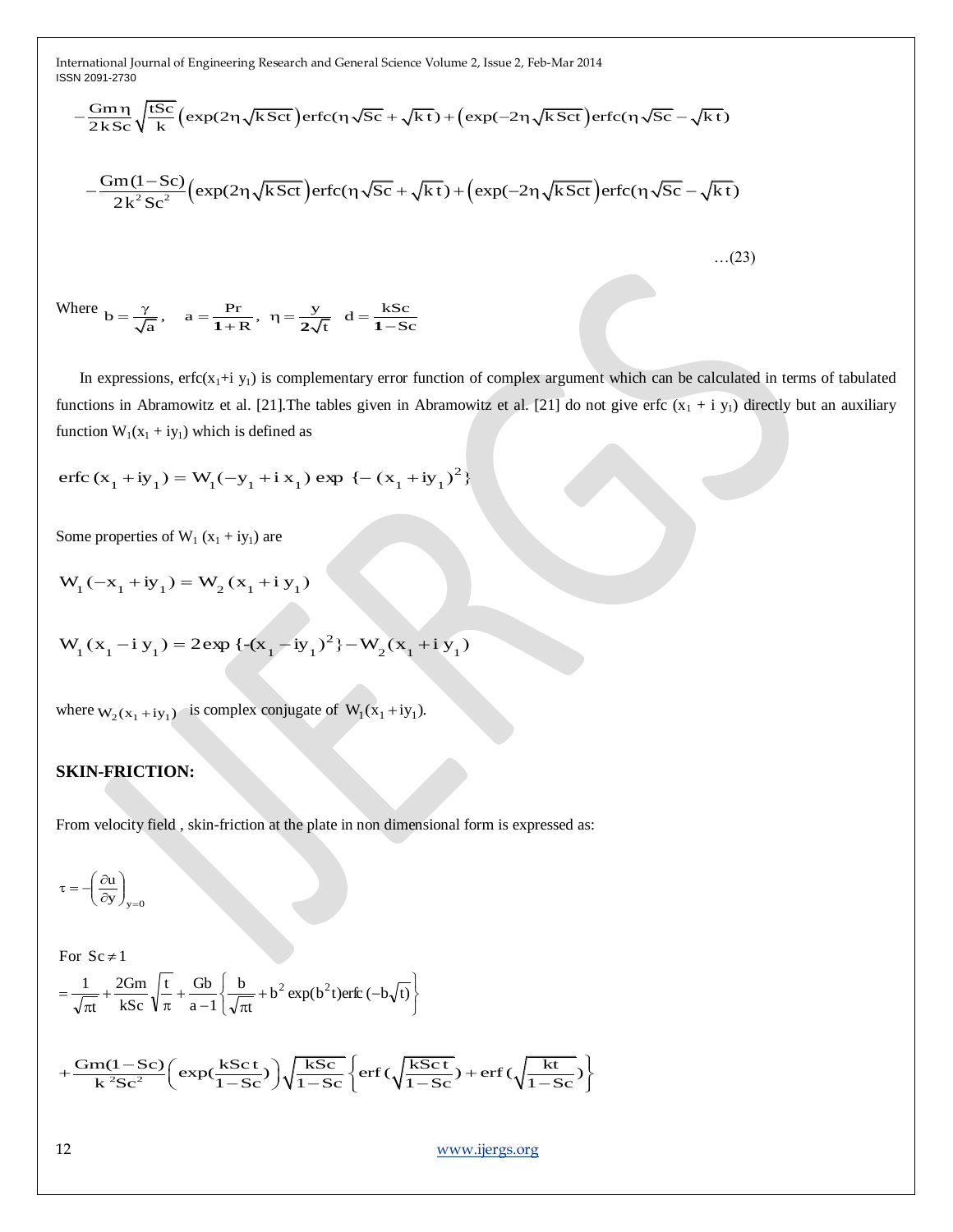$$-\frac{\mathrm{Gm}\,\eta}{2\,\mathrm{k}\,\mathrm{Sc}}\sqrt{\frac{\mathrm{tSc}}{\mathrm{k}}}\left(\exp(2\eta\sqrt{\mathrm{kSct}}\right)\mathrm{erfc}(\eta\sqrt{\mathrm{Sc}}+\sqrt{\mathrm{kt}})+\left(\exp(-2\eta\sqrt{\mathrm{kSct}}\right)\mathrm{erfc}(\eta\sqrt{\mathrm{Sc}}-\sqrt{\mathrm{kt}})$$

$$-\frac{\mathrm{Gm}(1-\mathrm{Sc})}{2\mathrm{k}^2\,\mathrm{Sc}^2}\left(\exp(2\eta\sqrt{\mathrm{kSct}}\right)\mathrm{erfc}(\eta\sqrt{\mathrm{Sc}}+\sqrt{\mathrm{kt}})+\left(\exp(-2\eta\sqrt{\mathrm{kSct}}\right)\mathrm{erfc}(\eta\sqrt{\mathrm{Sc}}-\sqrt{\mathrm{kt}})$$

…(23)

Where $b=\frac{\gamma}{\sqrt{a}}$, $a=\frac{\mathrm{Pr}}{1+R}$, $\eta=\frac{y}{2\sqrt{t}}$ $d=\frac{\mathrm{kSc}}{1-\mathrm{Sc}}$

In expressions, $\mathrm{erfc}(x_1+i\,y_1)$ is complementary error function of complex argument which can be calculated in terms of tabulated functions in Abramowitz et al. [21].The tables given in Abramowitz et al. [21] do not give erfc $(x_1 + i\,y_1)$ directly but an auxiliary function $W_1(x_1 + iy_1)$ which is defined as

$$\mathrm{erfc}\,(x_1+iy_1)=W_1(-y_1+i\,x_1)\,\exp\,\{-\,(x_1+iy_1)^2\}$$

Some properties of $W_1\,(x_1 + iy_1)$ are

$$W_1(-x_1+iy_1)=W_2\,(x_1+i\,y_1)$$

$$W_1\,(x_1-i\,y_1)=2\exp\,\{-(x_1-iy_1)^2\}-W_2(x_1+i\,y_1)$$

where $W_2(x_1+iy_1)$ is complex conjugate of $W_1(x_1+iy_1)$.

## SKIN-FRICTION:

From velocity field , skin-friction at the plate in non dimensional form is expressed as:

$$\tau=-\left(\frac{\partial u}{\partial y}\right)_{y=0}$$

For $\mathrm{Sc}\neq 1$

$$=\frac{1}{\sqrt{\pi t}}+\frac{2\mathrm{Gm}}{\mathrm{kSc}}\sqrt{\frac{t}{\pi}}+\frac{\mathrm{Gb}}{a-1}\left\{\frac{b}{\sqrt{\pi t}}+b^2\exp(b^2t)\mathrm{erfc}\,(-b\sqrt{t})\right\}$$

$$+\frac{\mathrm{Gm}(1-\mathrm{Sc})}{\mathrm{k}^2\mathrm{Sc}^2}\left(\exp(\frac{\mathrm{kSc}\,t}{1-\mathrm{Sc}})\right)\sqrt{\frac{\mathrm{kSc}}{1-\mathrm{Sc}}}\left\{\mathrm{erf}\,(\sqrt{\frac{\mathrm{kSc}\,t}{1-\mathrm{Sc}}})+\mathrm{erf}\,(\sqrt{\frac{\mathrm{kt}}{1-\mathrm{Sc}}})\right\}$$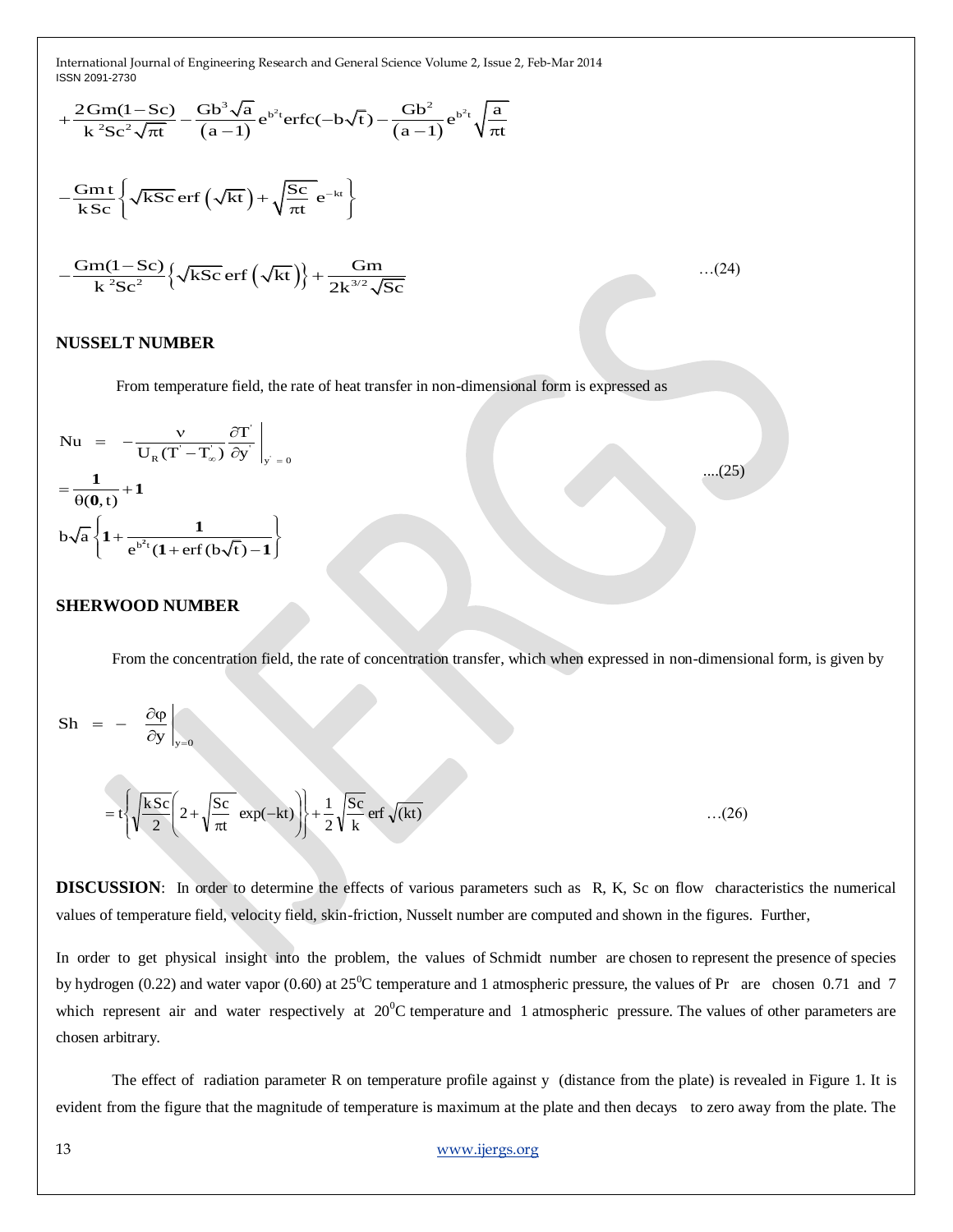$$+\frac{2\mathrm{Gm}(1-\mathrm{Sc})}{\mathrm{k}^2\mathrm{Sc}^2\sqrt{\pi t}}-\frac{\mathrm{Gb}^3\sqrt{\mathrm{a}}}{(\mathrm{a}-1)}\mathrm{e}^{\mathrm{b}^2\mathrm{t}}\mathrm{erfc}(-\mathrm{b}\sqrt{\mathrm{t}})-\frac{\mathrm{Gb}^2}{(\mathrm{a}-1)}\mathrm{e}^{\mathrm{b}^2\mathrm{t}}\sqrt{\frac{\mathrm{a}}{\pi \mathrm{t}}}$$

$$-\frac{\mathrm{Gm\,t}}{\mathrm{k\,Sc}}\left\{\sqrt{\mathrm{kSc}}\,\mathrm{erf}\left(\sqrt{\mathrm{kt}}\right)+\sqrt{\frac{\mathrm{Sc}}{\pi \mathrm{t}}}\,\mathrm{e}^{-\mathrm{kt}}\right\}$$

$$-\frac{\mathrm{Gm}(1-\mathrm{Sc})}{\mathrm{k}^2\mathrm{Sc}^2}\left\{\sqrt{\mathrm{kSc}}\,\mathrm{erf}\left(\sqrt{\mathrm{kt}}\right)\right\}+\frac{\mathrm{Gm}}{2\mathrm{k}^{3/2}\sqrt{\mathrm{Sc}}} \qquad \ldots(24)$$

## NUSSELT NUMBER

From temperature field, the rate of heat transfer in non-dimensional form is expressed as

$$\mathrm{Nu} = -\frac{\nu}{\mathrm{U_R}(\mathrm{T}'-\mathrm{T}'_\infty)}\frac{\partial \mathrm{T}'}{\partial \mathrm{y}'}\bigg|_{\mathrm{y}'=0} \qquad \ldots(25)$$

$$=\frac{\mathbf{1}}{\theta(\mathbf{0},\mathrm{t})}+\mathbf{1}$$

$$\mathrm{b}\sqrt{\mathrm{a}}\left\{\mathbf{1}+\frac{\mathbf{1}}{\mathrm{e}^{\mathrm{b}^2\mathrm{t}}(\mathbf{1}+\mathrm{erf}\,(\mathrm{b}\sqrt{\mathrm{t}})-\mathbf{1}}\right\}$$

## SHERWOOD NUMBER

From the concentration field, the rate of concentration transfer, which when expressed in non-dimensional form, is given by

$$\mathrm{Sh} = -\frac{\partial \varphi}{\partial \mathrm{y}}\bigg|_{\mathrm{y}=0}$$

$$=\mathrm{t}\left\{\sqrt{\frac{\mathrm{kSc}}{2}}\left(2+\sqrt{\frac{\mathrm{Sc}}{\pi \mathrm{t}}}\,\exp(-\mathrm{kt})\right)\right\}+\frac{1}{2}\sqrt{\frac{\mathrm{Sc}}{\mathrm{k}}}\,\mathrm{erf}\sqrt{(\mathrm{kt})} \qquad \ldots(26)$$

**DISCUSSION**: In order to determine the effects of various parameters such as R, K, Sc on flow characteristics the numerical values of temperature field, velocity field, skin-friction, Nusselt number are computed and shown in the figures. Further,

In order to get physical insight into the problem, the values of Schmidt number are chosen to represent the presence of species by hydrogen (0.22) and water vapor (0.60) at $25^0$C temperature and 1 atmospheric pressure, the values of Pr are chosen 0.71 and 7 which represent air and water respectively at $20^0$C temperature and 1 atmospheric pressure. The values of other parameters are chosen arbitrary.

The effect of radiation parameter R on temperature profile against y (distance from the plate) is revealed in Figure 1. It is evident from the figure that the magnitude of temperature is maximum at the plate and then decays to zero away from the plate. The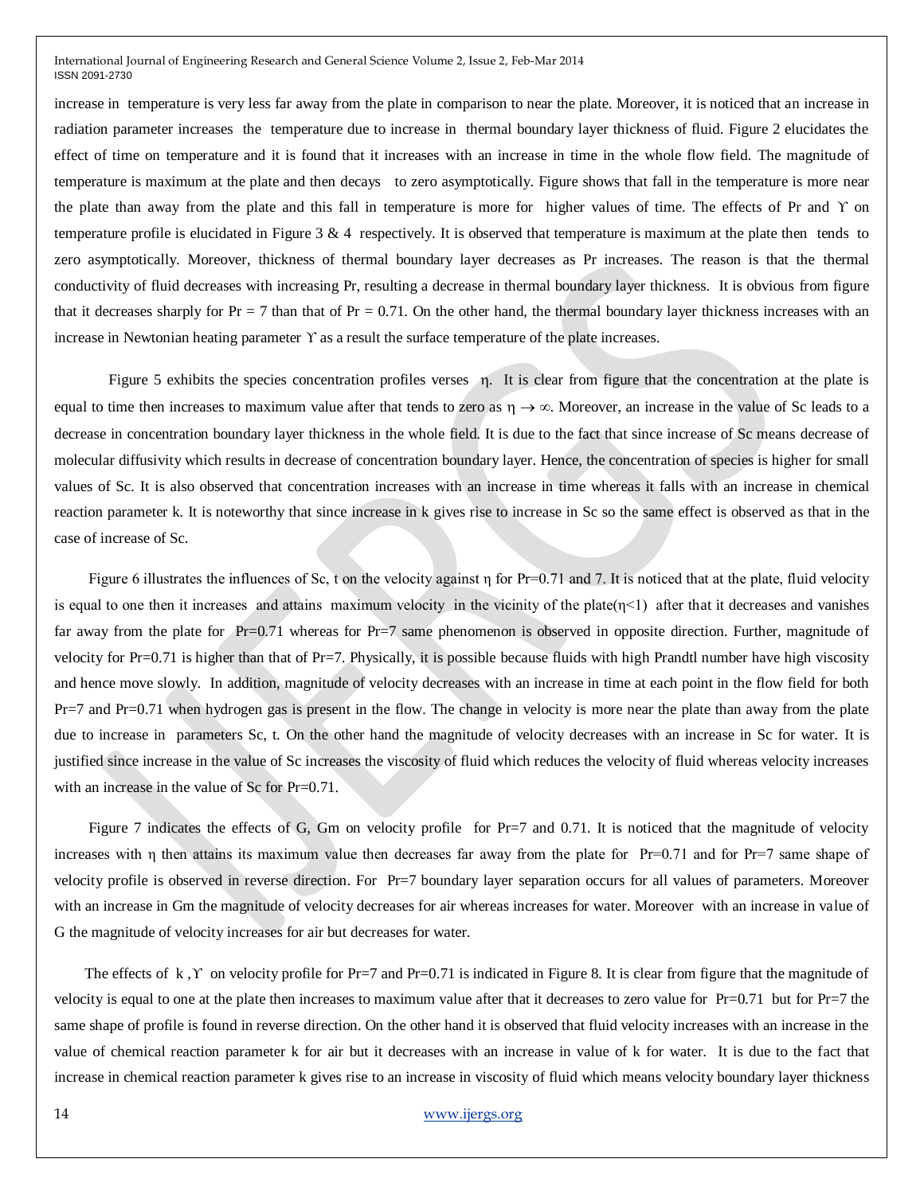increase in temperature is very less far away from the plate in comparison to near the plate. Moreover, it is noticed that an increase in radiation parameter increases the temperature due to increase in thermal boundary layer thickness of fluid. Figure 2 elucidates the effect of time on temperature and it is found that it increases with an increase in time in the whole flow field. The magnitude of temperature is maximum at the plate and then decays to zero asymptotically. Figure shows that fall in the temperature is more near the plate than away from the plate and this fall in temperature is more for higher values of time. The effects of Pr and $\Upsilon$ on temperature profile is elucidated in Figure 3 & 4 respectively. It is observed that temperature is maximum at the plate then tends to zero asymptotically. Moreover, thickness of thermal boundary layer decreases as Pr increases. The reason is that the thermal conductivity of fluid decreases with increasing Pr, resulting a decrease in thermal boundary layer thickness. It is obvious from figure that it decreases sharply for Pr = 7 than that of Pr = 0.71. On the other hand, the thermal boundary layer thickness increases with an increase in Newtonian heating parameter $\Upsilon$ as a result the surface temperature of the plate increases.

Figure 5 exhibits the species concentration profiles verses $\eta$. It is clear from figure that the concentration at the plate is equal to time then increases to maximum value after that tends to zero as $\eta \rightarrow \infty$. Moreover, an increase in the value of Sc leads to a decrease in concentration boundary layer thickness in the whole field. It is due to the fact that since increase of Sc means decrease of molecular diffusivity which results in decrease of concentration boundary layer. Hence, the concentration of species is higher for small values of Sc. It is also observed that concentration increases with an increase in time whereas it falls with an increase in chemical reaction parameter k. It is noteworthy that since increase in k gives rise to increase in Sc so the same effect is observed as that in the case of increase of Sc.

Figure 6 illustrates the influences of Sc, t on the velocity against $\eta$ for Pr=0.71 and 7. It is noticed that at the plate, fluid velocity is equal to one then it increases and attains maximum velocity in the vicinity of the plate($\eta$<1) after that it decreases and vanishes far away from the plate for Pr=0.71 whereas for Pr=7 same phenomenon is observed in opposite direction. Further, magnitude of velocity for Pr=0.71 is higher than that of Pr=7. Physically, it is possible because fluids with high Prandtl number have high viscosity and hence move slowly. In addition, magnitude of velocity decreases with an increase in time at each point in the flow field for both Pr=7 and Pr=0.71 when hydrogen gas is present in the flow. The change in velocity is more near the plate than away from the plate due to increase in parameters Sc, t. On the other hand the magnitude of velocity decreases with an increase in Sc for water. It is justified since increase in the value of Sc increases the viscosity of fluid which reduces the velocity of fluid whereas velocity increases with an increase in the value of Sc for Pr=0.71.

Figure 7 indicates the effects of G, Gm on velocity profile for Pr=7 and 0.71. It is noticed that the magnitude of velocity increases with $\eta$ then attains its maximum value then decreases far away from the plate for Pr=0.71 and for Pr=7 same shape of velocity profile is observed in reverse direction. For Pr=7 boundary layer separation occurs for all values of parameters. Moreover with an increase in Gm the magnitude of velocity decreases for air whereas increases for water. Moreover with an increase in value of G the magnitude of velocity increases for air but decreases for water.

The effects of k , $\Upsilon$ on velocity profile for Pr=7 and Pr=0.71 is indicated in Figure 8. It is clear from figure that the magnitude of velocity is equal to one at the plate then increases to maximum value after that it decreases to zero value for Pr=0.71 but for Pr=7 the same shape of profile is found in reverse direction. On the other hand it is observed that fluid velocity increases with an increase in the value of chemical reaction parameter k for air but it decreases with an increase in value of k for water. It is due to the fact that increase in chemical reaction parameter k gives rise to an increase in viscosity of fluid which means velocity boundary layer thickness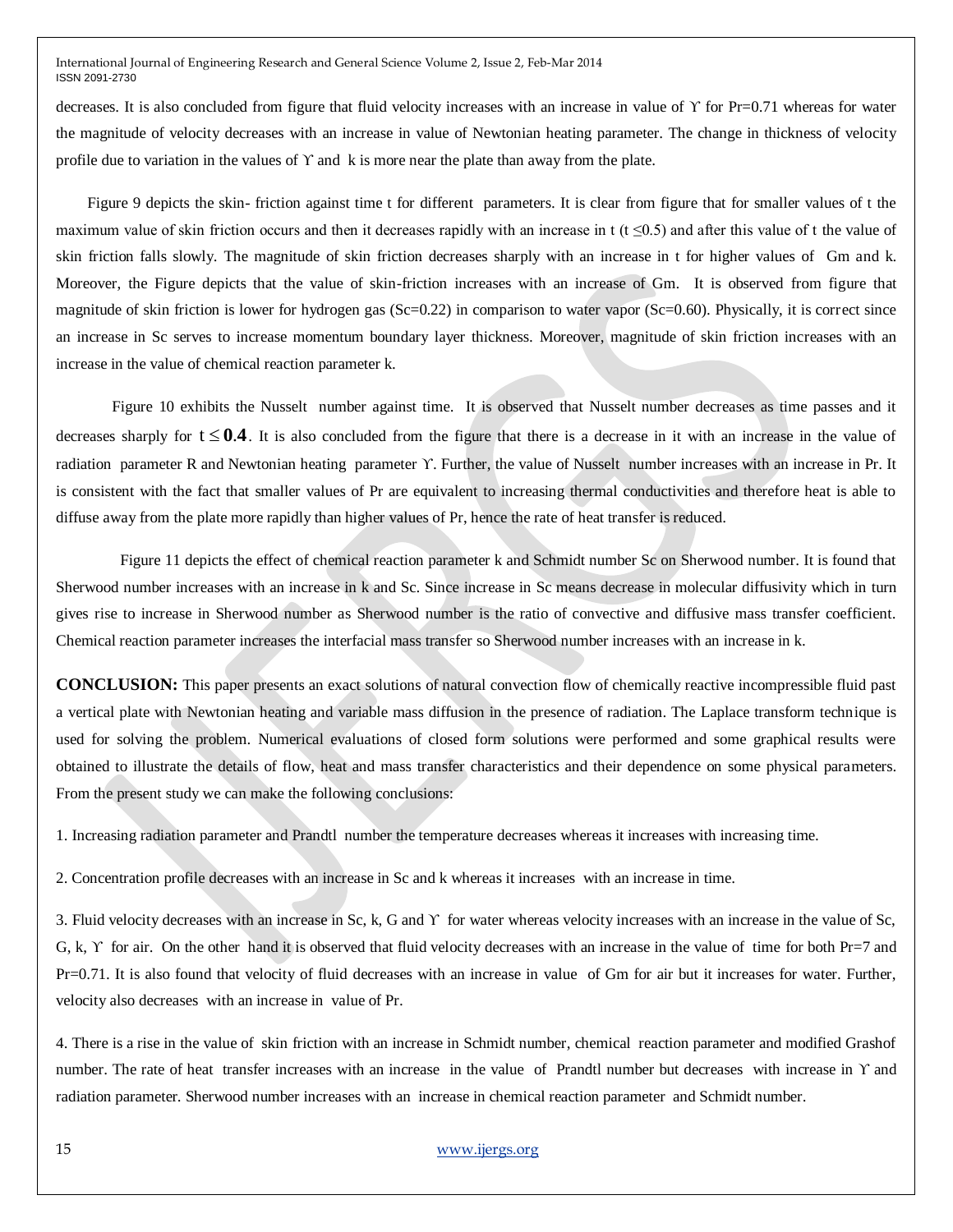decreases. It is also concluded from figure that fluid velocity increases with an increase in value of ϒ for Pr=0.71 whereas for water the magnitude of velocity decreases with an increase in value of Newtonian heating parameter. The change in thickness of velocity profile due to variation in the values of ϒ and k is more near the plate than away from the plate.

Figure 9 depicts the skin- friction against time t for different parameters. It is clear from figure that for smaller values of t the maximum value of skin friction occurs and then it decreases rapidly with an increase in t ($t \leq 0.5$) and after this value of t the value of skin friction falls slowly. The magnitude of skin friction decreases sharply with an increase in t for higher values of Gm and k. Moreover, the Figure depicts that the value of skin-friction increases with an increase of Gm. It is observed from figure that magnitude of skin friction is lower for hydrogen gas (Sc=0.22) in comparison to water vapor (Sc=0.60). Physically, it is correct since an increase in Sc serves to increase momentum boundary layer thickness. Moreover, magnitude of skin friction increases with an increase in the value of chemical reaction parameter k.

Figure 10 exhibits the Nusselt number against time. It is observed that Nusselt number decreases as time passes and it decreases sharply for $t \leq 0.4$. It is also concluded from the figure that there is a decrease in it with an increase in the value of radiation parameter R and Newtonian heating parameter ϒ. Further, the value of Nusselt number increases with an increase in Pr. It is consistent with the fact that smaller values of Pr are equivalent to increasing thermal conductivities and therefore heat is able to diffuse away from the plate more rapidly than higher values of Pr, hence the rate of heat transfer is reduced.

Figure 11 depicts the effect of chemical reaction parameter k and Schmidt number Sc on Sherwood number. It is found that Sherwood number increases with an increase in k and Sc. Since increase in Sc means decrease in molecular diffusivity which in turn gives rise to increase in Sherwood number as Sherwood number is the ratio of convective and diffusive mass transfer coefficient. Chemical reaction parameter increases the interfacial mass transfer so Sherwood number increases with an increase in k.

**CONCLUSION:** This paper presents an exact solutions of natural convection flow of chemically reactive incompressible fluid past a vertical plate with Newtonian heating and variable mass diffusion in the presence of radiation. The Laplace transform technique is used for solving the problem. Numerical evaluations of closed form solutions were performed and some graphical results were obtained to illustrate the details of flow, heat and mass transfer characteristics and their dependence on some physical parameters. From the present study we can make the following conclusions:

1. Increasing radiation parameter and Prandtl number the temperature decreases whereas it increases with increasing time.

2. Concentration profile decreases with an increase in Sc and k whereas it increases with an increase in time.

3. Fluid velocity decreases with an increase in Sc, k, G and ϒ for water whereas velocity increases with an increase in the value of Sc, G, k, ϒ for air. On the other hand it is observed that fluid velocity decreases with an increase in the value of time for both Pr=7 and Pr=0.71. It is also found that velocity of fluid decreases with an increase in value of Gm for air but it increases for water. Further, velocity also decreases with an increase in value of Pr.

4. There is a rise in the value of skin friction with an increase in Schmidt number, chemical reaction parameter and modified Grashof number. The rate of heat transfer increases with an increase in the value of Prandtl number but decreases with increase in ϒ and radiation parameter. Sherwood number increases with an increase in chemical reaction parameter and Schmidt number.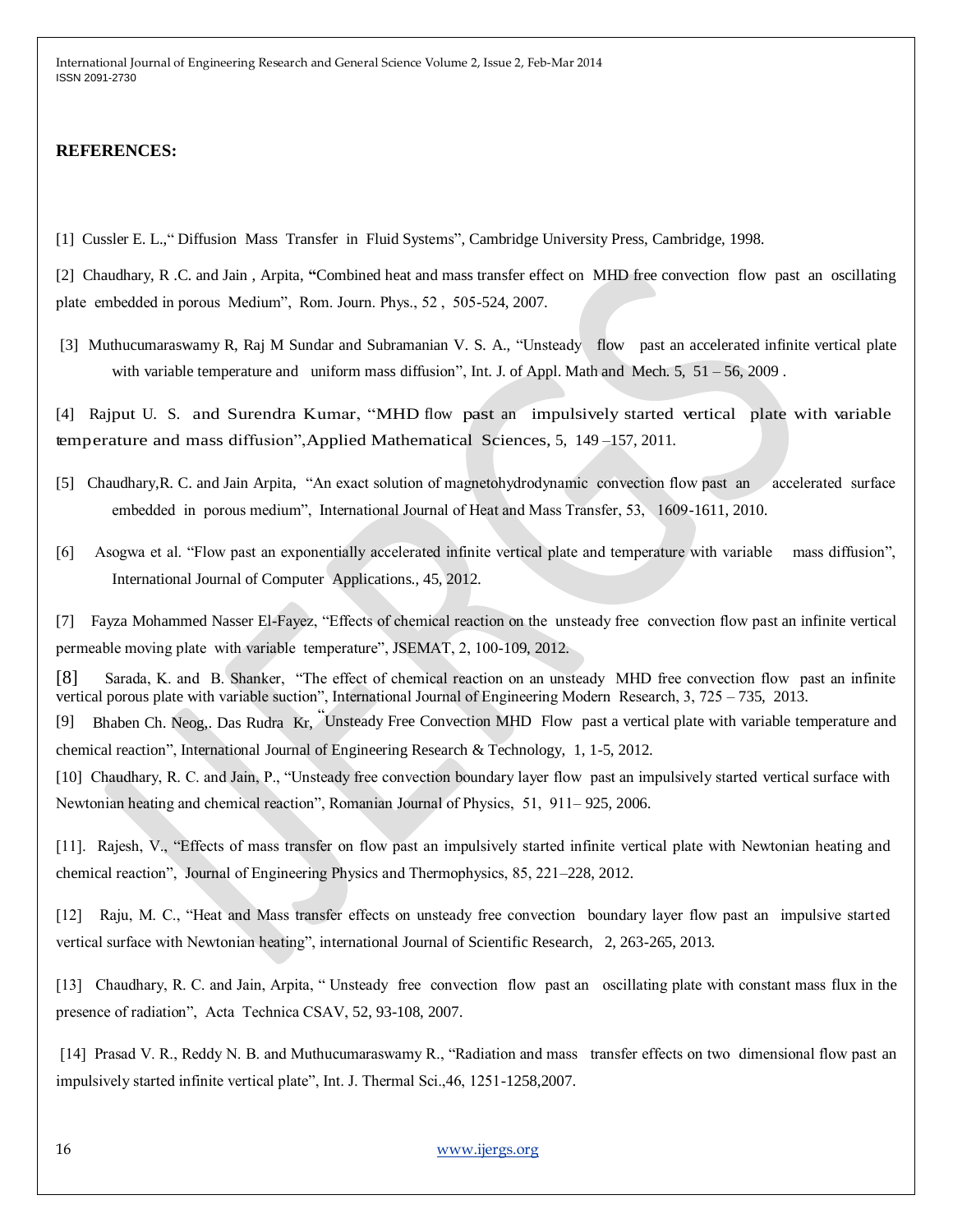**REFERENCES:**

[1] Cussler E. L.," Diffusion Mass Transfer in Fluid Systems", Cambridge University Press, Cambridge, 1998.

[2] Chaudhary, R .C. and Jain , Arpita, "Combined heat and mass transfer effect on MHD free convection flow past an oscillating plate embedded in porous Medium", Rom. Journ. Phys., 52 , 505-524, 2007.

[3] Muthucumaraswamy R, Raj M Sundar and Subramanian V. S. A., "Unsteady flow past an accelerated infinite vertical plate with variable temperature and uniform mass diffusion", Int. J. of Appl. Math and Mech. 5, 51 – 56, 2009 .

[4] Rajput U. S. and Surendra Kumar, "MHD flow past an impulsively started vertical plate with variable temperature and mass diffusion",Applied Mathematical Sciences, 5, 149 –157, 2011.

[5] Chaudhary,R. C. and Jain Arpita, "An exact solution of magnetohydrodynamic convection flow past an accelerated surface embedded in porous medium", International Journal of Heat and Mass Transfer, 53, 1609-1611, 2010.

[6] Asogwa et al. "Flow past an exponentially accelerated infinite vertical plate and temperature with variable mass diffusion", International Journal of Computer Applications., 45, 2012.

[7] Fayza Mohammed Nasser El-Fayez, "Effects of chemical reaction on the unsteady free convection flow past an infinite vertical permeable moving plate with variable temperature", JSEMAT, 2, 100-109, 2012.

[8] Sarada, K. and B. Shanker, "The effect of chemical reaction on an unsteady MHD free convection flow past an infinite vertical porous plate with variable suction", International Journal of Engineering Modern Research, 3, 725 – 735, 2013.

[9] Bhaben Ch. Neog,. Das Rudra Kr, "Unsteady Free Convection MHD Flow past a vertical plate with variable temperature and chemical reaction", International Journal of Engineering Research & Technology, 1, 1-5, 2012.

[10] Chaudhary, R. C. and Jain, P., "Unsteady free convection boundary layer flow past an impulsively started vertical surface with Newtonian heating and chemical reaction", Romanian Journal of Physics, 51, 911– 925, 2006.

[11]. Rajesh, V., "Effects of mass transfer on flow past an impulsively started infinite vertical plate with Newtonian heating and chemical reaction", Journal of Engineering Physics and Thermophysics, 85, 221–228, 2012.

[12] Raju, M. C., "Heat and Mass transfer effects on unsteady free convection boundary layer flow past an impulsive started vertical surface with Newtonian heating", international Journal of Scientific Research, 2, 263-265, 2013.

[13] Chaudhary, R. C. and Jain, Arpita, " Unsteady free convection flow past an oscillating plate with constant mass flux in the presence of radiation", Acta Technica CSAV, 52, 93-108, 2007.

[14] Prasad V. R., Reddy N. B. and Muthucumaraswamy R., "Radiation and mass transfer effects on two dimensional flow past an impulsively started infinite vertical plate", Int. J. Thermal Sci.,46, 1251-1258,2007.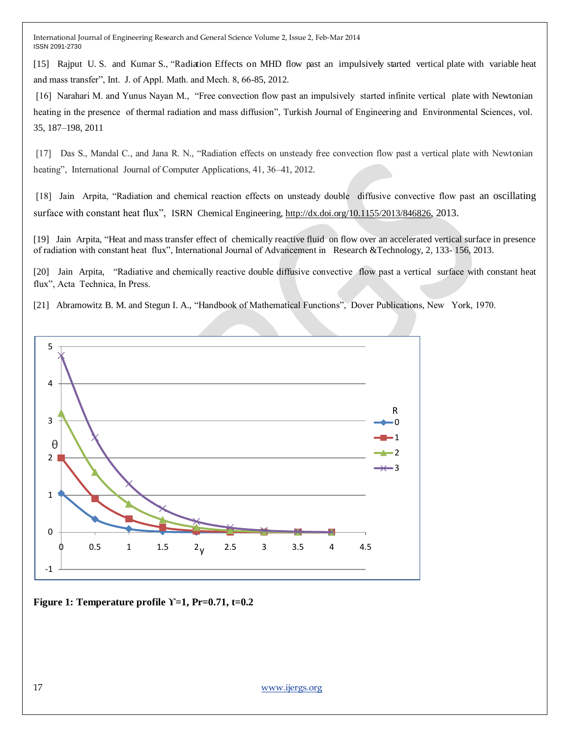[15] Rajput U. S. and Kumar S., "Radiation Effects on MHD flow past an impulsively started vertical plate with variable heat and mass transfer", Int. J. of Appl. Math. and Mech. 8, 66-85, 2012.

[16] Narahari M. and Yunus Nayan M., "Free convection flow past an impulsively started infinite vertical plate with Newtonian heating in the presence of thermal radiation and mass diffusion", Turkish Journal of Engineering and Environmental Sciences, vol. 35, 187–198, 2011

[17] Das S., Mandal C., and Jana R. N., "Radiation effects on unsteady free convection flow past a vertical plate with Newtonian heating", International Journal of Computer Applications, 41, 36–41, 2012.

[18] Jain Arpita, "Radiation and chemical reaction effects on unsteady double diffusive convective flow past an oscillating surface with constant heat flux", ISRN Chemical Engineering, http://dx.doi.org/10.1155/2013/846826, 2013.

[19] Jain Arpita, "Heat and mass transfer effect of chemically reactive fluid on flow over an accelerated vertical surface in presence of radiation with constant heat flux", International Journal of Advancement in Research &Technology, 2, 133- 156, 2013.

[20] Jain Arpita, "Radiative and chemically reactive double diffusive convective flow past a vertical surface with constant heat flux", Acta Technica, In Press.

[21] Abramowitz B. M. and Stegun I. A., "Handbook of Mathematical Functions", Dover Publications, New York, 1970.

**Figure 1: Temperature profile ϒ=1, Pr=0.71, t=0.2**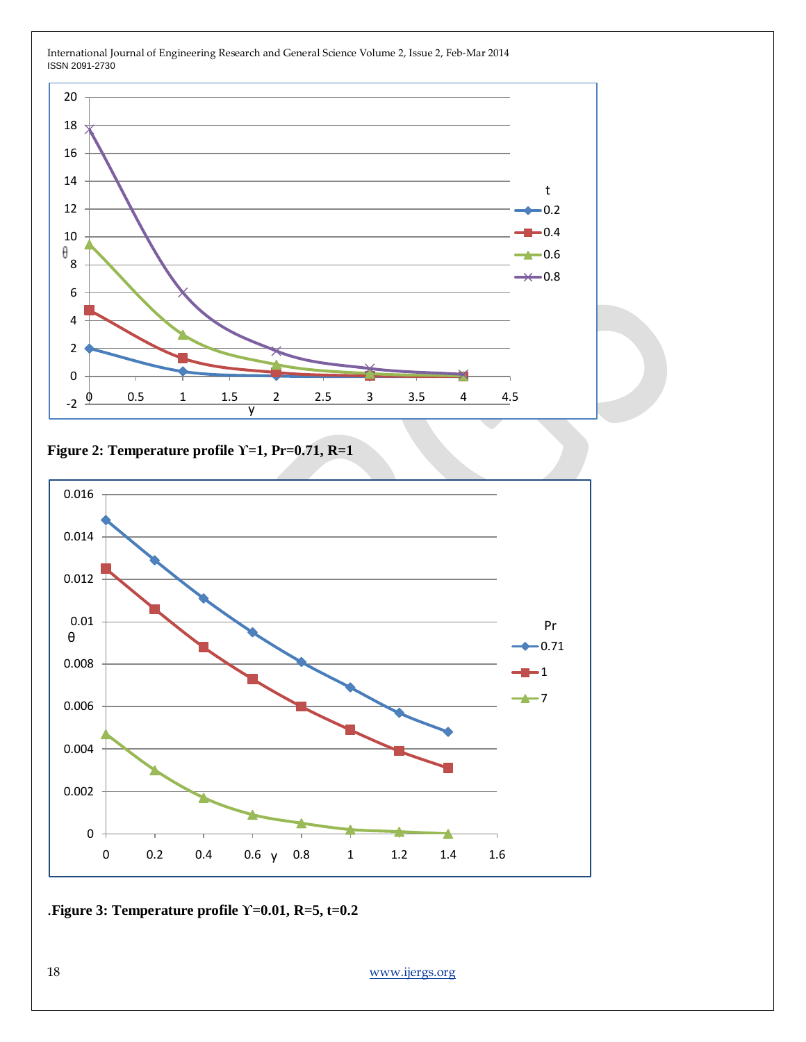Figure 2: Temperature profile $\Upsilon$=1, Pr=0.71, R=1

.Figure 3: Temperature profile $\Upsilon$=0.01, R=5, t=0.2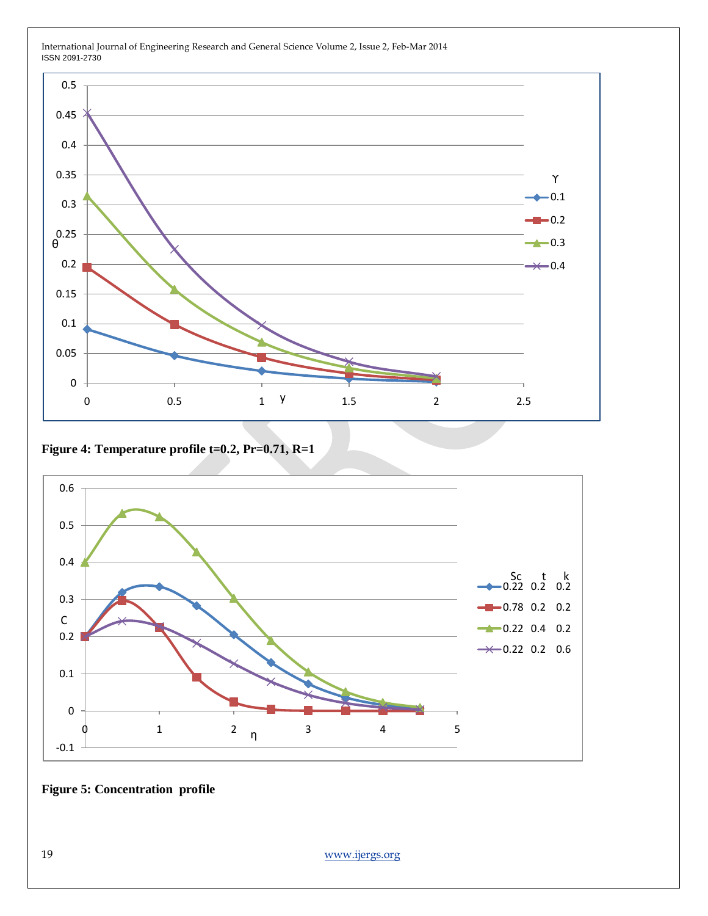Figure 4: Temperature profile t=0.2, Pr=0.71, R=1

Figure 5: Concentration profile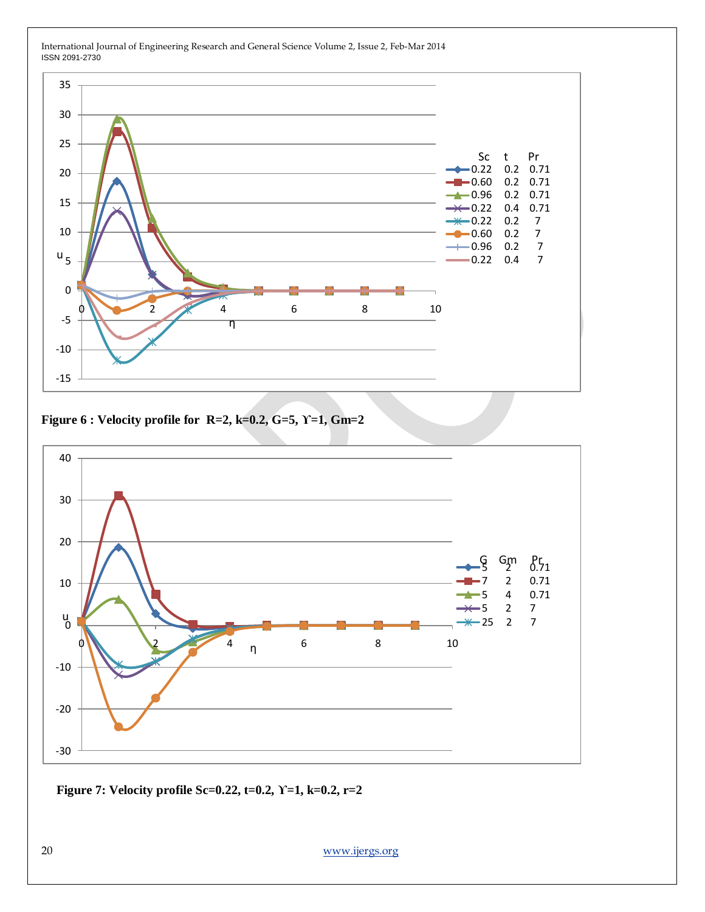Figure 6 : Velocity profile for R=2, k=0.2, G=5, ϒ=1, Gm=2

Figure 7: Velocity profile Sc=0.22, t=0.2, ϒ=1, k=0.2, r=2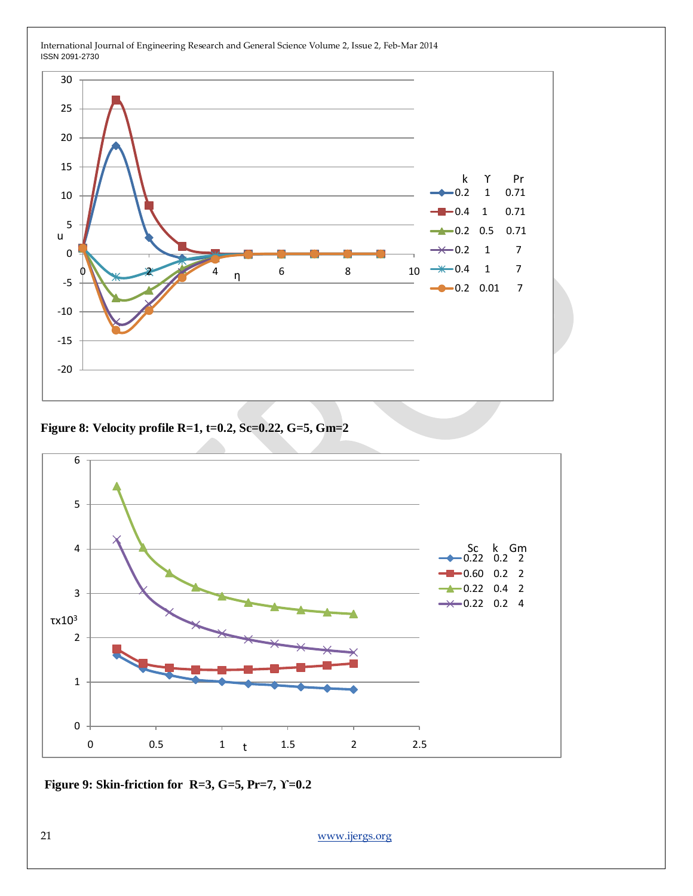Figure 8: Velocity profile R=1, t=0.2, Sc=0.22, G=5, Gm=2

Figure 9: Skin-friction for R=3, G=5, Pr=7, ϒ=0.2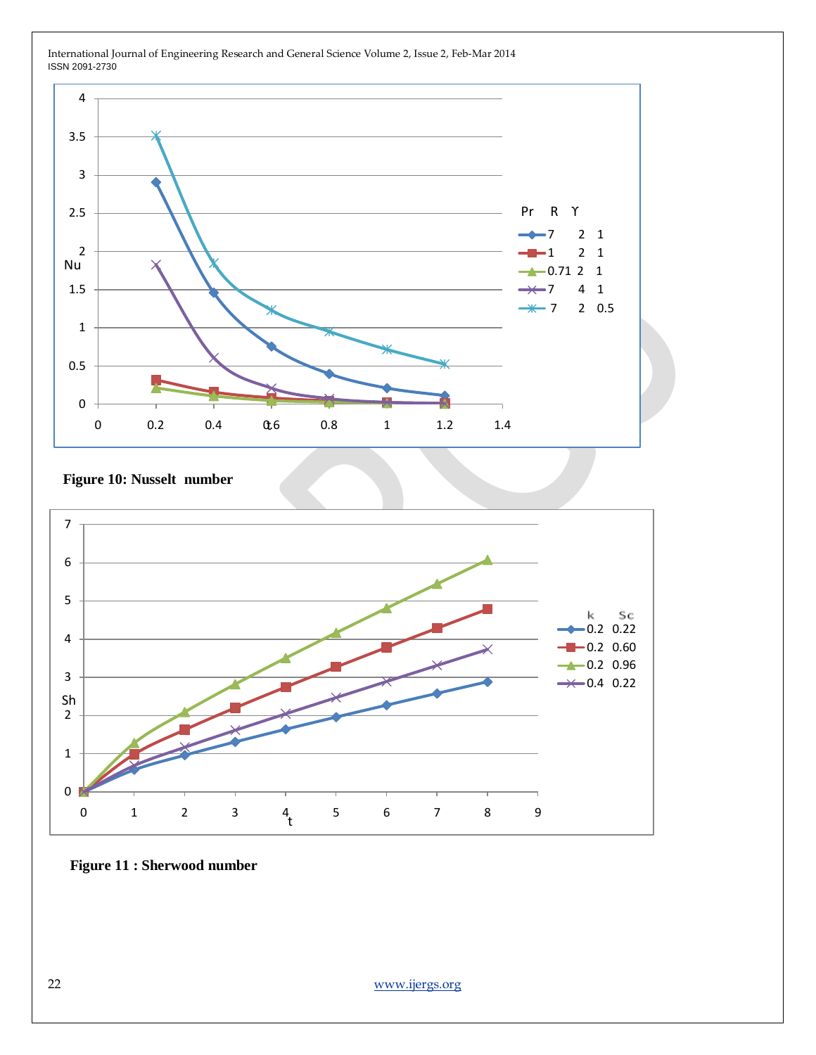4
3.5
3
2.5
2
Nu
1.5
1
0.5
0
0 0.2 0.4 0.6 0.8 1 1.2 1.4
t

Pr R Υ
7 2 1
1 2 1
0.71 2 1
7 4 1
7 2 0.5

**Figure 10: Nusselt number**

7
6
5
4
3
Sh
2
1
0
0 1 2 3 4 5 6 7 8 9
t

k Sc
0.2 0.22
0.2 0.60
0.2 0.96
0.4 0.22

**Figure 11 : Sherwood number**